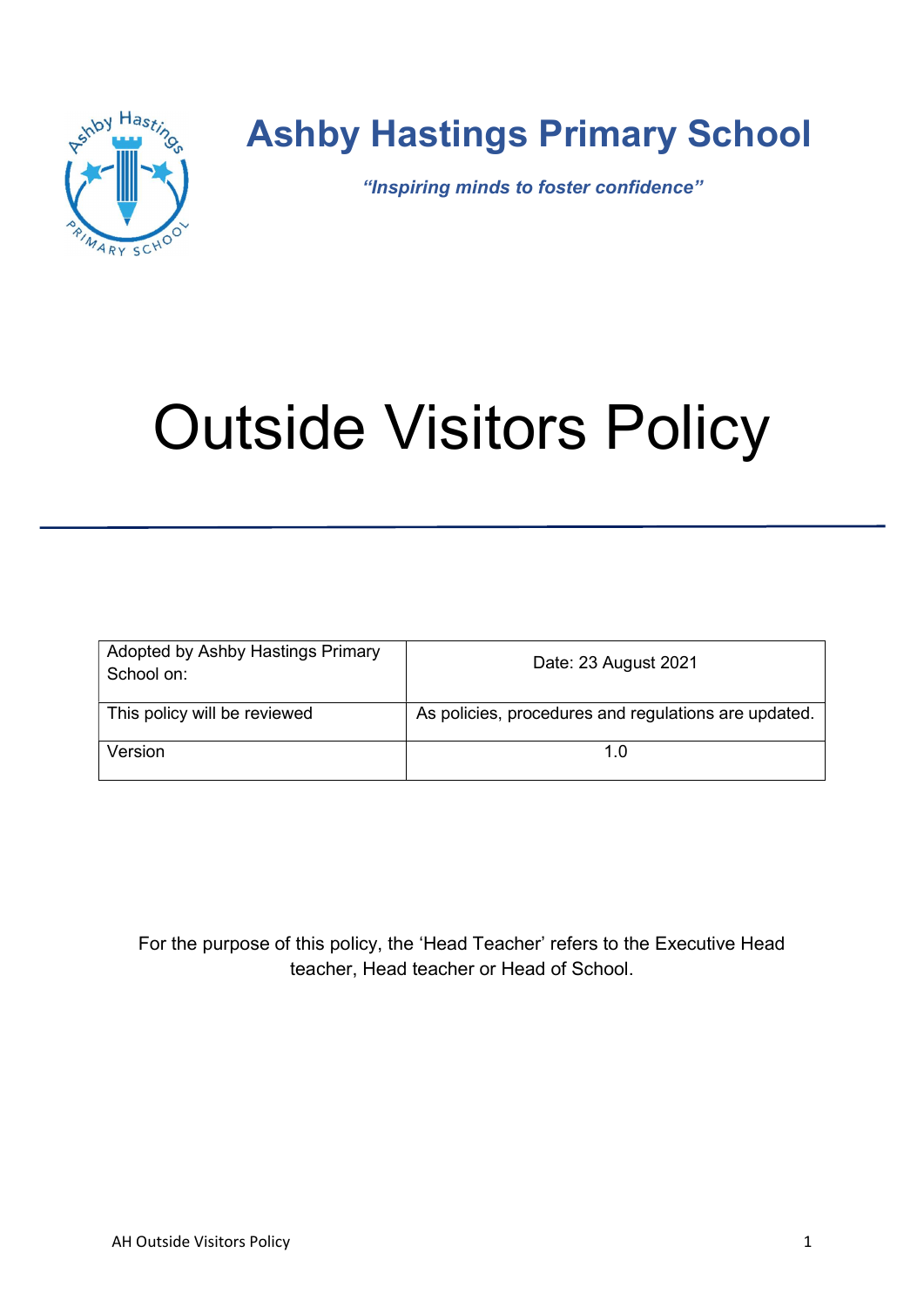# Ashby Hastings Primary School

***"Inspiring minds to foster confidence"***

# Outside Visitors Policy

| Adopted by Ashby Hastings Primary School on: | Date: 23 August 2021 |
|---|---|
| This policy will be reviewed | As policies, procedures and regulations are updated. |
| Version | 1.0 |

For the purpose of this policy, the 'Head Teacher' refers to the Executive Head teacher, Head teacher or Head of School.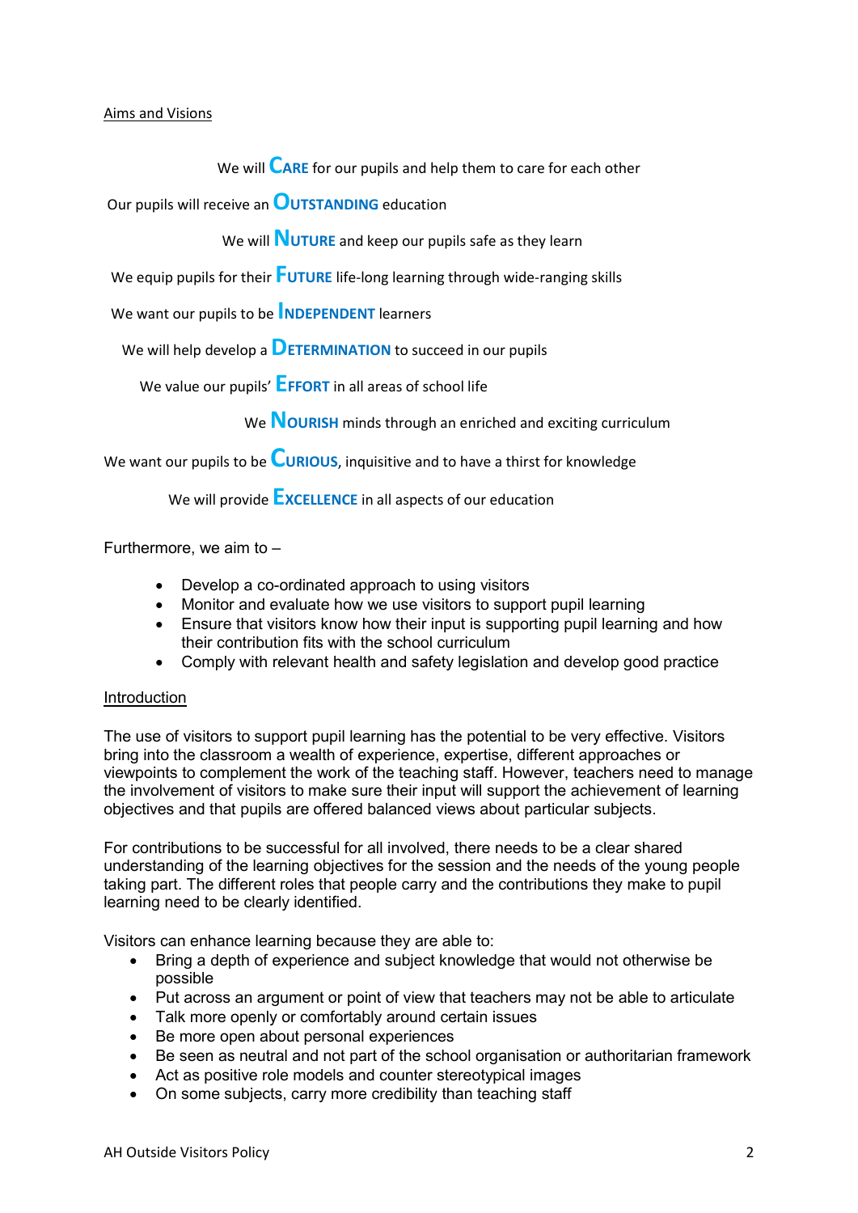Aims and Visions

We will **C**ARE for our pupils and help them to care for each other

Our pupils will receive an **O**UTSTANDING education

We will **N**UTURE and keep our pupils safe as they learn

We equip pupils for their **F**UTURE life-long learning through wide-ranging skills

We want our pupils to be **I**NDEPENDENT learners

We will help develop a **D**ETERMINATION to succeed in our pupils

We value our pupils' **E**FFORT in all areas of school life

We **N**OURISH minds through an enriched and exciting curriculum

We want our pupils to be **C**URIOUS, inquisitive and to have a thirst for knowledge

We will provide **E**XCELLENCE in all aspects of our education

Furthermore, we aim to –

- Develop a co-ordinated approach to using visitors
- Monitor and evaluate how we use visitors to support pupil learning
- Ensure that visitors know how their input is supporting pupil learning and how their contribution fits with the school curriculum
- Comply with relevant health and safety legislation and develop good practice

Introduction

The use of visitors to support pupil learning has the potential to be very effective. Visitors bring into the classroom a wealth of experience, expertise, different approaches or viewpoints to complement the work of the teaching staff. However, teachers need to manage the involvement of visitors to make sure their input will support the achievement of learning objectives and that pupils are offered balanced views about particular subjects.

For contributions to be successful for all involved, there needs to be a clear shared understanding of the learning objectives for the session and the needs of the young people taking part. The different roles that people carry and the contributions they make to pupil learning need to be clearly identified.

Visitors can enhance learning because they are able to:

- Bring a depth of experience and subject knowledge that would not otherwise be possible
- Put across an argument or point of view that teachers may not be able to articulate
- Talk more openly or comfortably around certain issues
- Be more open about personal experiences
- Be seen as neutral and not part of the school organisation or authoritarian framework
- Act as positive role models and counter stereotypical images
- On some subjects, carry more credibility than teaching staff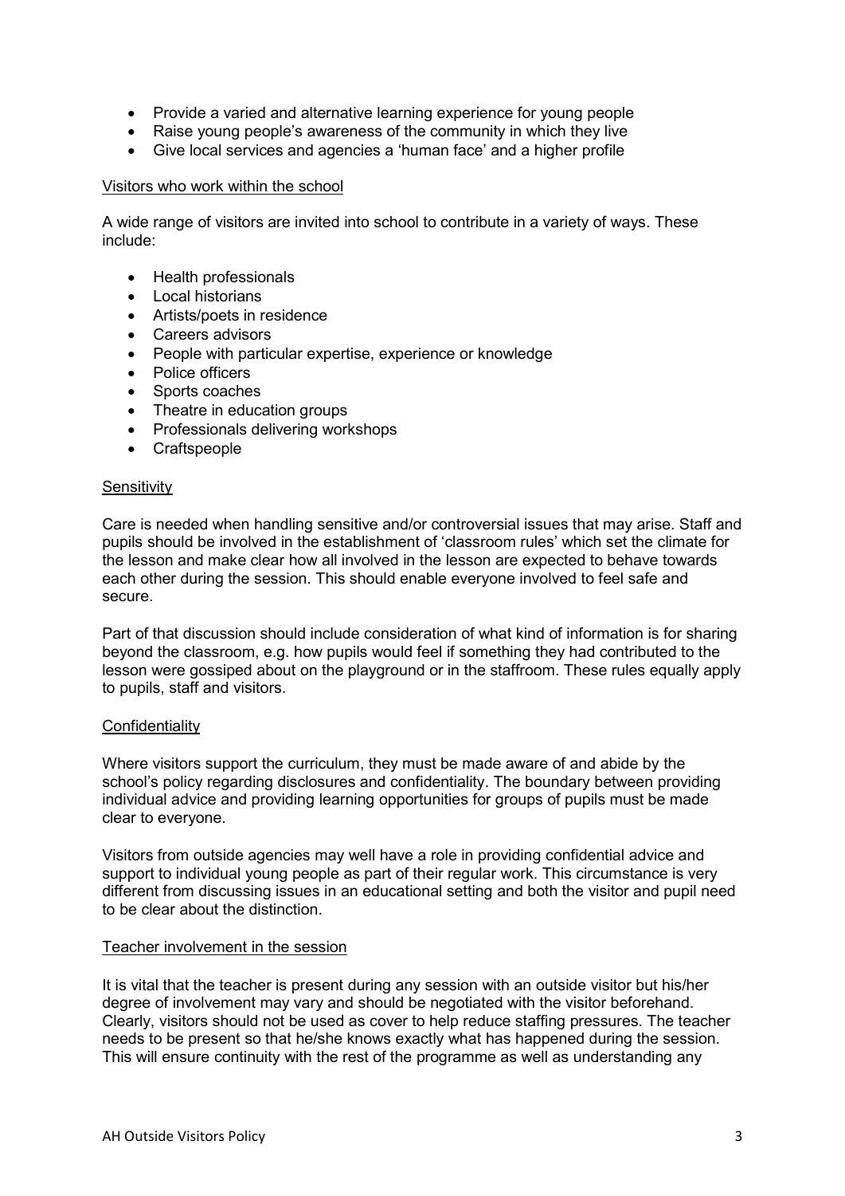- Provide a varied and alternative learning experience for young people
- Raise young people's awareness of the community in which they live
- Give local services and agencies a 'human face' and a higher profile

## Visitors who work within the school

A wide range of visitors are invited into school to contribute in a variety of ways. These include:

- Health professionals
- Local historians
- Artists/poets in residence
- Careers advisors
- People with particular expertise, experience or knowledge
- Police officers
- Sports coaches
- Theatre in education groups
- Professionals delivering workshops
- Craftspeople

## Sensitivity

Care is needed when handling sensitive and/or controversial issues that may arise. Staff and pupils should be involved in the establishment of 'classroom rules' which set the climate for the lesson and make clear how all involved in the lesson are expected to behave towards each other during the session. This should enable everyone involved to feel safe and secure.

Part of that discussion should include consideration of what kind of information is for sharing beyond the classroom, e.g. how pupils would feel if something they had contributed to the lesson were gossiped about on the playground or in the staffroom. These rules equally apply to pupils, staff and visitors.

## Confidentiality

Where visitors support the curriculum, they must be made aware of and abide by the school's policy regarding disclosures and confidentiality. The boundary between providing individual advice and providing learning opportunities for groups of pupils must be made clear to everyone.

Visitors from outside agencies may well have a role in providing confidential advice and support to individual young people as part of their regular work. This circumstance is very different from discussing issues in an educational setting and both the visitor and pupil need to be clear about the distinction.

## Teacher involvement in the session

It is vital that the teacher is present during any session with an outside visitor but his/her degree of involvement may vary and should be negotiated with the visitor beforehand. Clearly, visitors should not be used as cover to help reduce staffing pressures. The teacher needs to be present so that he/she knows exactly what has happened during the session. This will ensure continuity with the rest of the programme as well as understanding any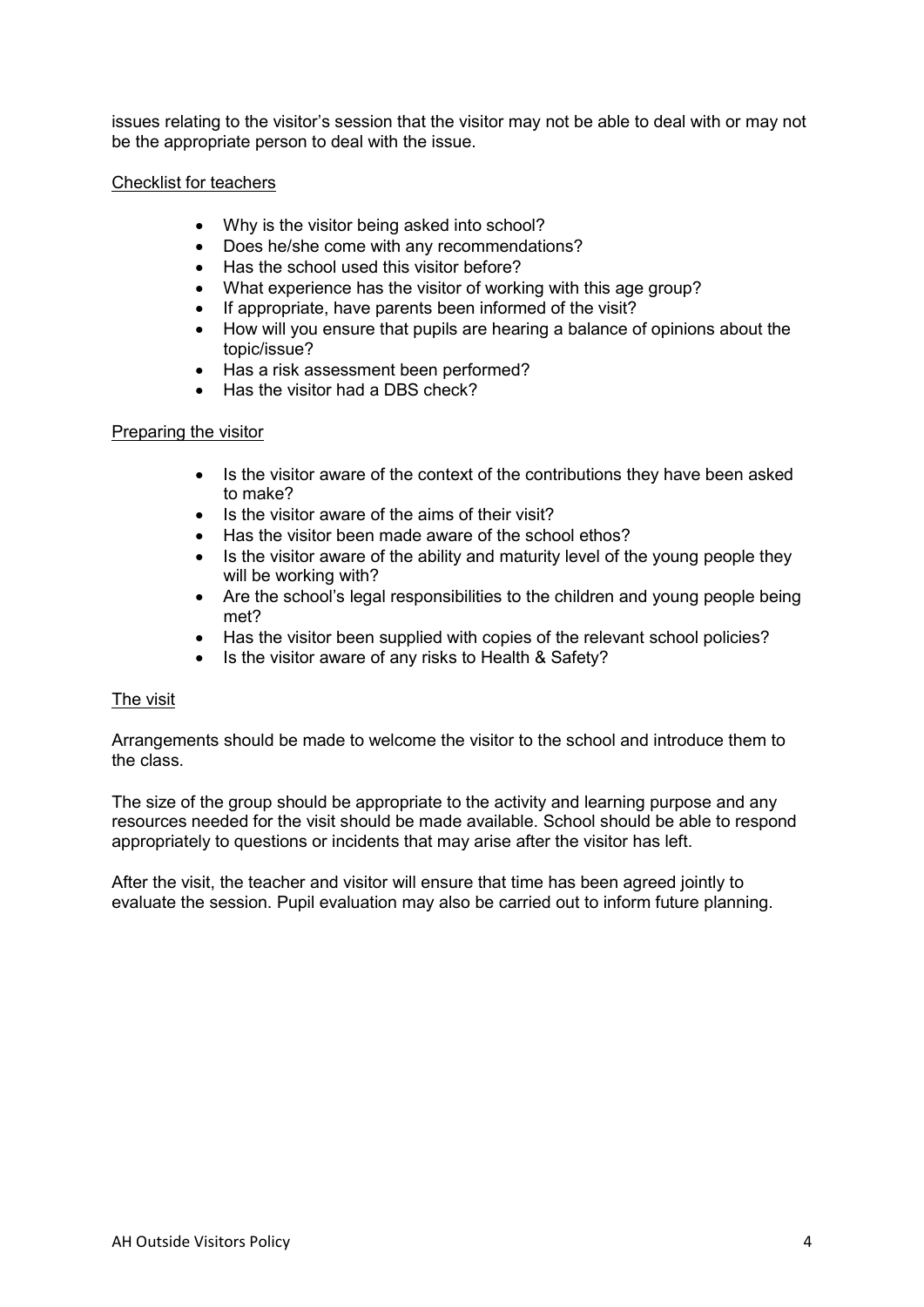issues relating to the visitor's session that the visitor may not be able to deal with or may not be the appropriate person to deal with the issue.

Checklist for teachers

- Why is the visitor being asked into school?
- Does he/she come with any recommendations?
- Has the school used this visitor before?
- What experience has the visitor of working with this age group?
- If appropriate, have parents been informed of the visit?
- How will you ensure that pupils are hearing a balance of opinions about the topic/issue?
- Has a risk assessment been performed?
- Has the visitor had a DBS check?

Preparing the visitor

- Is the visitor aware of the context of the contributions they have been asked to make?
- Is the visitor aware of the aims of their visit?
- Has the visitor been made aware of the school ethos?
- Is the visitor aware of the ability and maturity level of the young people they will be working with?
- Are the school's legal responsibilities to the children and young people being met?
- Has the visitor been supplied with copies of the relevant school policies?
- Is the visitor aware of any risks to Health & Safety?

The visit

Arrangements should be made to welcome the visitor to the school and introduce them to the class.

The size of the group should be appropriate to the activity and learning purpose and any resources needed for the visit should be made available. School should be able to respond appropriately to questions or incidents that may arise after the visitor has left.

After the visit, the teacher and visitor will ensure that time has been agreed jointly to evaluate the session. Pupil evaluation may also be carried out to inform future planning.